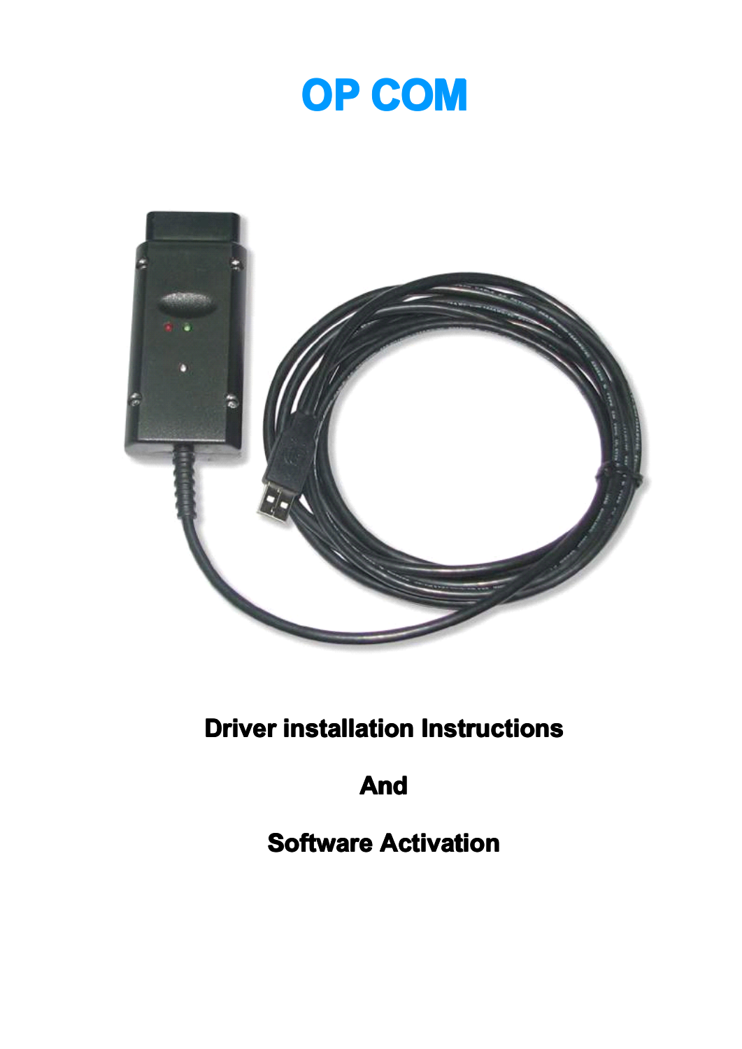# OP COM

**Driver installation Instructions**

**And**

**Software Activation**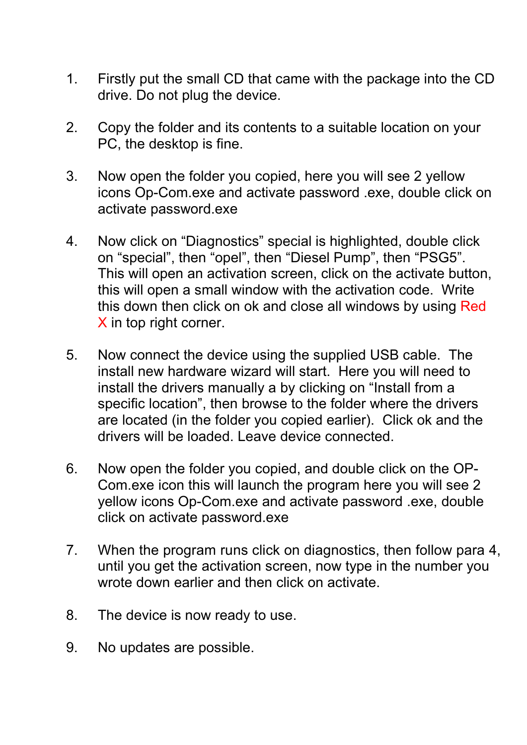1. Firstly put the small CD that came with the package into the CD drive. Do not plug the device.

2. Copy the folder and its contents to a suitable location on your PC, the desktop is fine.

3. Now open the folder you copied, here you will see 2 yellow icons Op-Com.exe and activate password .exe, double click on activate password.exe

4. Now click on “Diagnostics” special is highlighted, double click on “special”, then “opel”, then “Diesel Pump”, then “PSG5”. This will open an activation screen, click on the activate button, this will open a small window with the activation code. Write this down then click on ok and close all windows by using Red X in top right corner.

5. Now connect the device using the supplied USB cable. The install new hardware wizard will start. Here you will need to install the drivers manually a by clicking on “Install from a specific location”, then browse to the folder where the drivers are located (in the folder you copied earlier). Click ok and the drivers will be loaded. Leave device connected.

6. Now open the folder you copied, and double click on the OP-Com.exe icon this will launch the program here you will see 2 yellow icons Op-Com.exe and activate password .exe, double click on activate password.exe

7. When the program runs click on diagnostics, then follow para 4, until you get the activation screen, now type in the number you wrote down earlier and then click on activate.

8. The device is now ready to use.

9. No updates are possible.